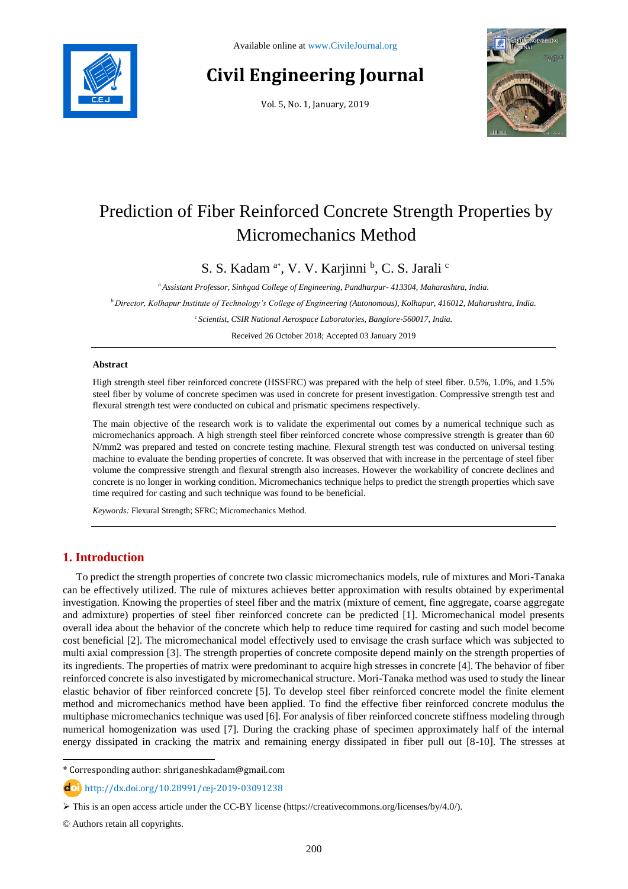# Prediction of Fiber Reinforced Concrete Strength Properties by Micromechanics Method

S. S. Kadam [a*], V. V. Karjinni [b], C. S. Jarali [c]

[a] *Assistant Professor, Sinhgad College of Engineering, Pandharpur- 413304, Maharashtra, India.*

[b] *Director, Kolhapur Institute of Technology's College of Engineering (Autonomous), Kolhapur, 416012, Maharashtra, India.*

[c] *Scientist, CSIR National Aerospace Laboratories, Banglore-560017, India.*

Received 26 October 2018; Accepted 03 January 2019

## Abstract

High strength steel fiber reinforced concrete (HSSFRC) was prepared with the help of steel fiber. 0.5%, 1.0%, and 1.5% steel fiber by volume of concrete specimen was used in concrete for present investigation. Compressive strength test and flexural strength test were conducted on cubical and prismatic specimens respectively.

The main objective of the research work is to validate the experimental out comes by a numerical technique such as micromechanics approach. A high strength steel fiber reinforced concrete whose compressive strength is greater than 60 N/mm2 was prepared and tested on concrete testing machine. Flexural strength test was conducted on universal testing machine to evaluate the bending properties of concrete. It was observed that with increase in the percentage of steel fiber volume the compressive strength and flexural strength also increases. However the workability of concrete declines and concrete is no longer in working condition. Micromechanics technique helps to predict the strength properties which save time required for casting and such technique was found to be beneficial.

*Keywords:* Flexural Strength; SFRC; Micromechanics Method.

## 1. Introduction

To predict the strength properties of concrete two classic micromechanics models, rule of mixtures and Mori-Tanaka can be effectively utilized. The rule of mixtures achieves better approximation with results obtained by experimental investigation. Knowing the properties of steel fiber and the matrix (mixture of cement, fine aggregate, coarse aggregate and admixture) properties of steel fiber reinforced concrete can be predicted [1]. Micromechanical model presents overall idea about the behavior of the concrete which help to reduce time required for casting and such model become cost beneficial [2]. The micromechanical model effectively used to envisage the crash surface which was subjected to multi axial compression [3]. The strength properties of concrete composite depend mainly on the strength properties of its ingredients. The properties of matrix were predominant to acquire high stresses in concrete [4]. The behavior of fiber reinforced concrete is also investigated by micromechanical structure. Mori-Tanaka method was used to study the linear elastic behavior of fiber reinforced concrete [5]. To develop steel fiber reinforced concrete model the finite element method and micromechanics method have been applied. To find the effective fiber reinforced concrete modulus the multiphase micromechanics technique was used [6]. For analysis of fiber reinforced concrete stiffness modeling through numerical homogenization was used [7]. During the cracking phase of specimen approximately half of the internal energy dissipated in cracking the matrix and remaining energy dissipated in fiber pull out [8-10]. The stresses at

\* Corresponding author: shriganeshkadam@gmail.com

http://dx.doi.org/10.28991/cej-2019-03091238

➢ This is an open access article under the CC-BY license (https://creativecommons.org/licenses/by/4.0/).

© Authors retain all copyrights.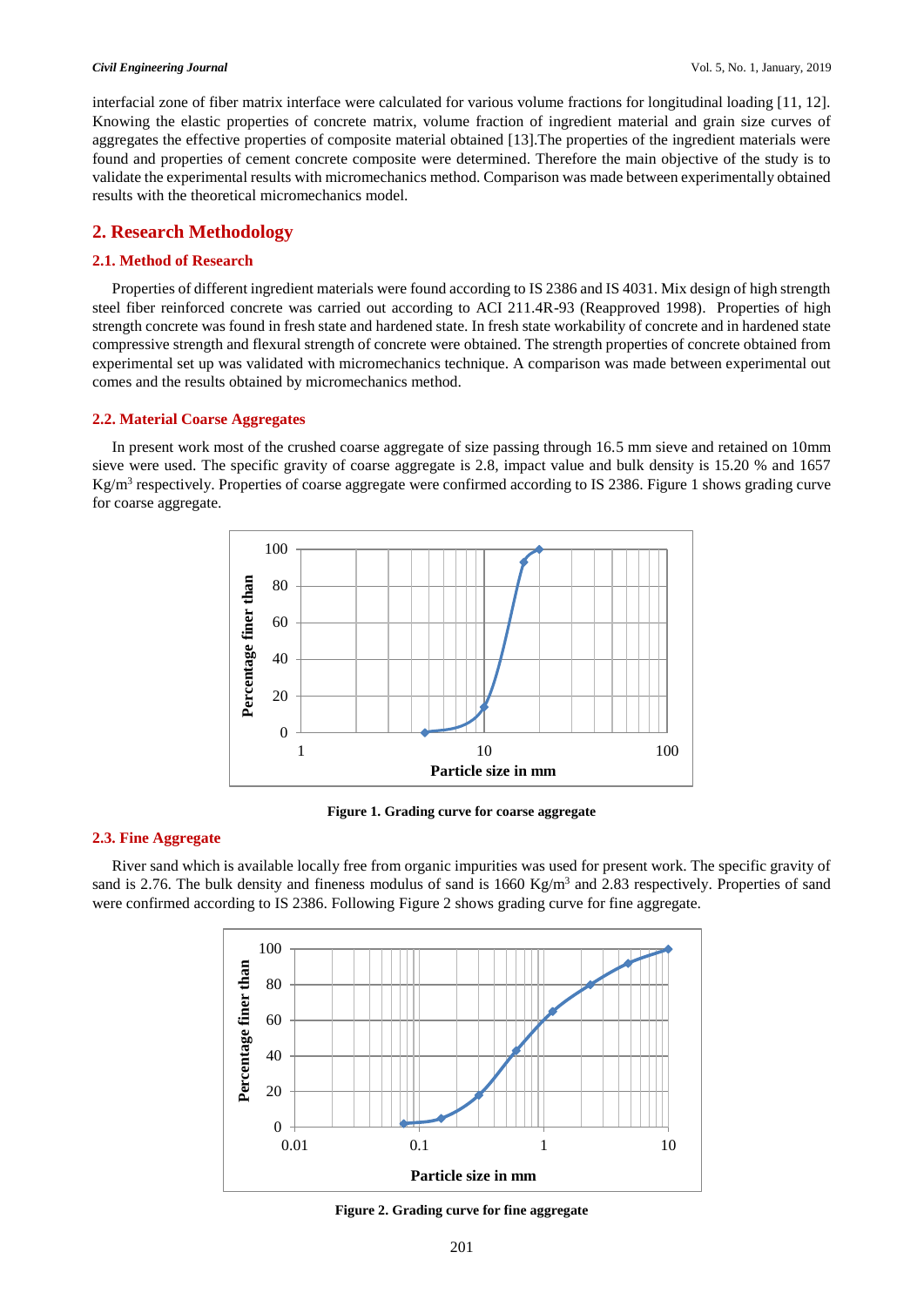interfacial zone of fiber matrix interface were calculated for various volume fractions for longitudinal loading [11, 12]. Knowing the elastic properties of concrete matrix, volume fraction of ingredient material and grain size curves of aggregates the effective properties of composite material obtained [13].The properties of the ingredient materials were found and properties of cement concrete composite were determined. Therefore the main objective of the study is to validate the experimental results with micromechanics method. Comparison was made between experimentally obtained results with the theoretical micromechanics model.

## 2. Research Methodology

### 2.1. Method of Research

Properties of different ingredient materials were found according to IS 2386 and IS 4031. Mix design of high strength steel fiber reinforced concrete was carried out according to ACI 211.4R-93 (Reapproved 1998). Properties of high strength concrete was found in fresh state and hardened state. In fresh state workability of concrete and in hardened state compressive strength and flexural strength of concrete were obtained. The strength properties of concrete obtained from experimental set up was validated with micromechanics technique. A comparison was made between experimental out comes and the results obtained by micromechanics method.

### 2.2. Material Coarse Aggregates

In present work most of the crushed coarse aggregate of size passing through 16.5 mm sieve and retained on 10mm sieve were used. The specific gravity of coarse aggregate is 2.8, impact value and bulk density is 15.20 % and 1657 Kg/m$^3$ respectively. Properties of coarse aggregate were confirmed according to IS 2386. Figure 1 shows grading curve for coarse aggregate.

**Figure 1. Grading curve for coarse aggregate**

### 2.3. Fine Aggregate

River sand which is available locally free from organic impurities was used for present work. The specific gravity of sand is 2.76. The bulk density and fineness modulus of sand is 1660 Kg/m$^3$ and 2.83 respectively. Properties of sand were confirmed according to IS 2386. Following Figure 2 shows grading curve for fine aggregate.

**Figure 2. Grading curve for fine aggregate**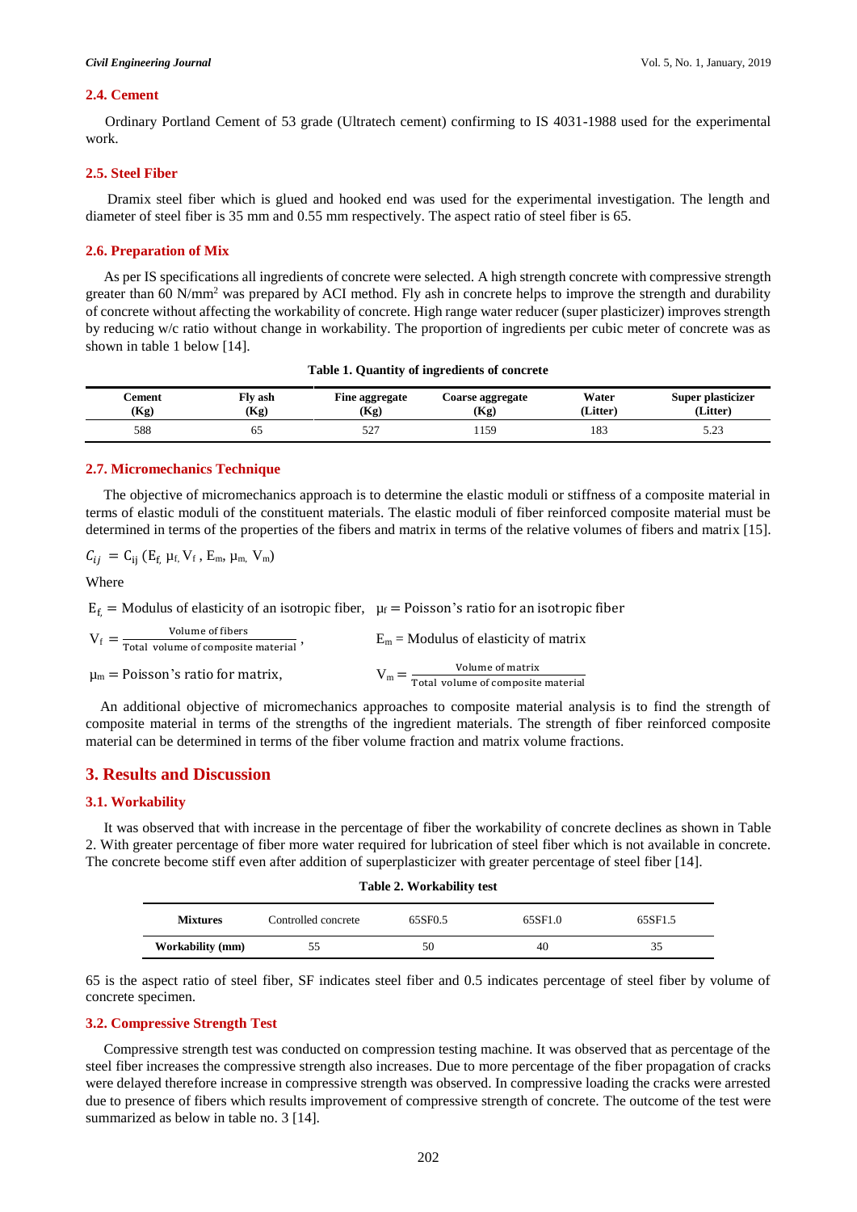### 2.4. Cement

Ordinary Portland Cement of 53 grade (Ultratech cement) confirming to IS 4031-1988 used for the experimental work.

### 2.5. Steel Fiber

Dramix steel fiber which is glued and hooked end was used for the experimental investigation. The length and diameter of steel fiber is 35 mm and 0.55 mm respectively. The aspect ratio of steel fiber is 65.

### 2.6. Preparation of Mix

As per IS specifications all ingredients of concrete were selected. A high strength concrete with compressive strength greater than 60 N/mm$^2$ was prepared by ACI method. Fly ash in concrete helps to improve the strength and durability of concrete without affecting the workability of concrete. High range water reducer (super plasticizer) improves strength by reducing w/c ratio without change in workability. The proportion of ingredients per cubic meter of concrete was as shown in table 1 below [14].

**Table 1. Quantity of ingredients of concrete**

| Cement (Kg) | Fly ash (Kg) | Fine aggregate (Kg) | Coarse aggregate (Kg) | Water (Litter) | Super plasticizer (Litter) |
|---|---|---|---|---|---|
| 588 | 65 | 527 | 1159 | 183 | 5.23 |

### 2.7. Micromechanics Technique

The objective of micromechanics approach is to determine the elastic moduli or stiffness of a composite material in terms of elastic moduli of the constituent materials. The elastic moduli of fiber reinforced composite material must be determined in terms of the properties of the fibers and matrix in terms of the relative volumes of fibers and matrix [15].

$$C_{ij} = C_{ij}\,(E_f, \mu_f, V_f, E_m, \mu_m, V_m)$$

Where

$E_f$ = Modulus of elasticity of an isotropic fiber, $\mu_f$ = Poisson's ratio for an isotropic fiber

$V_f = \frac{\text{Volume of fibers}}{\text{Total volume of composite material}}$, $E_m$ = Modulus of elasticity of matrix

$\mu_m$ = Poisson's ratio for matrix, $V_m = \frac{\text{Volume of matrix}}{\text{Total volume of composite material}}$

An additional objective of micromechanics approaches to composite material analysis is to find the strength of composite material in terms of the strengths of the ingredient materials. The strength of fiber reinforced composite material can be determined in terms of the fiber volume fraction and matrix volume fractions.

## 3. Results and Discussion

### 3.1. Workability

It was observed that with increase in the percentage of fiber the workability of concrete declines as shown in Table 2. With greater percentage of fiber more water required for lubrication of steel fiber which is not available in concrete. The concrete become stiff even after addition of superplasticizer with greater percentage of steel fiber [14].

**Table 2. Workability test**

| Mixtures | Controlled concrete | 65SF0.5 | 65SF1.0 | 65SF1.5 |
|---|---|---|---|---|
| **Workability (mm)** | 55 | 50 | 40 | 35 |

65 is the aspect ratio of steel fiber, SF indicates steel fiber and 0.5 indicates percentage of steel fiber by volume of concrete specimen.

### 3.2. Compressive Strength Test

Compressive strength test was conducted on compression testing machine. It was observed that as percentage of the steel fiber increases the compressive strength also increases. Due to more percentage of the fiber propagation of cracks were delayed therefore increase in compressive strength was observed. In compressive loading the cracks were arrested due to presence of fibers which results improvement of compressive strength of concrete. The outcome of the test were summarized as below in table no. 3 [14].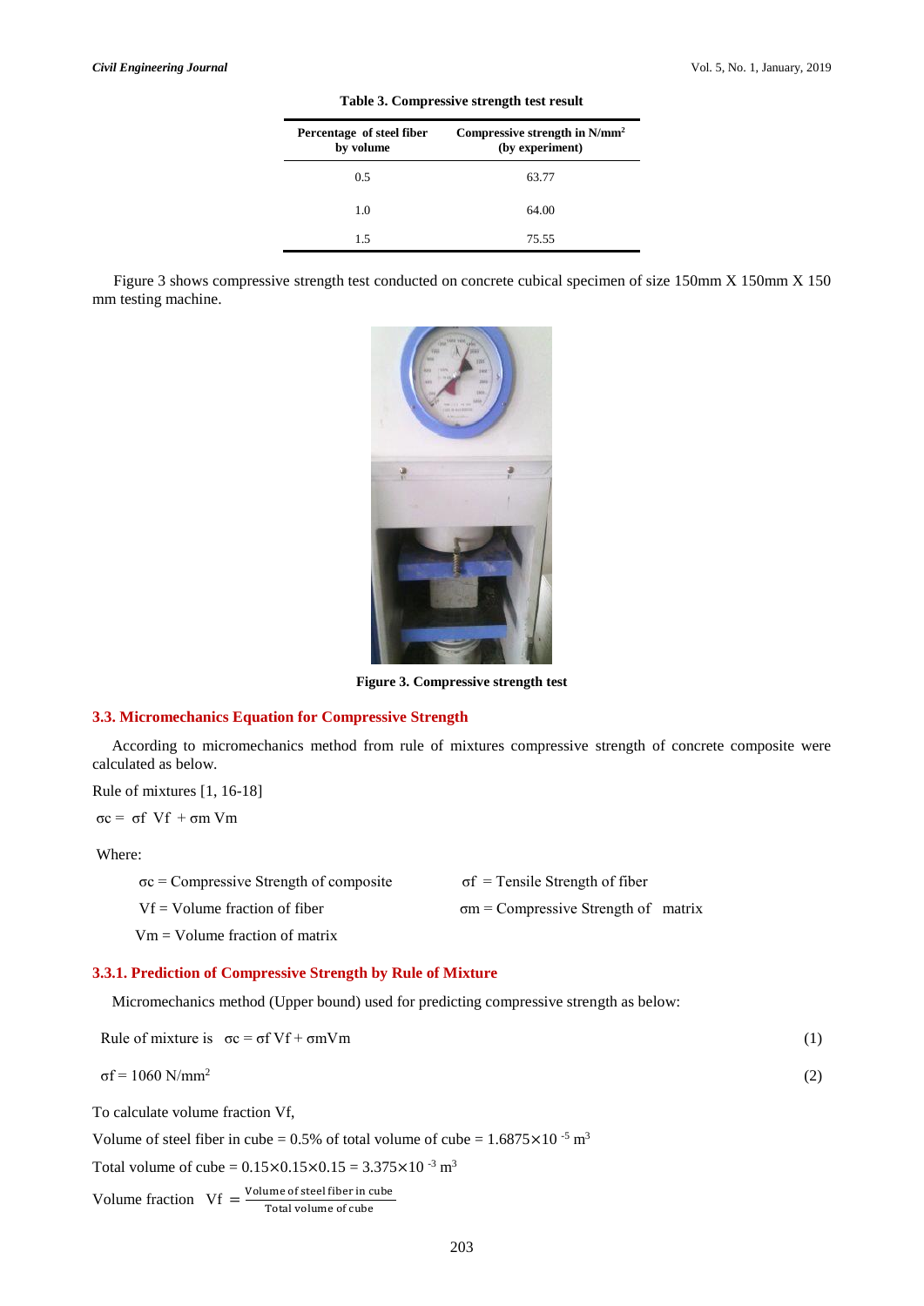**Table 3. Compressive strength test result**

| Percentage of steel fiber by volume | Compressive strength in N/mm$^2$ (by experiment) |
|---|---|
| 0.5 | 63.77 |
| 1.0 | 64.00 |
| 1.5 | 75.55 |

Figure 3 shows compressive strength test conducted on concrete cubical specimen of size 150mm X 150mm X 150 mm testing machine.

**Figure 3. Compressive strength test**

### 3.3. Micromechanics Equation for Compressive Strength

According to micromechanics method from rule of mixtures compressive strength of concrete composite were calculated as below.

Rule of mixtures [1, 16-18]

$\sigma c = \sigma f \ Vf + \sigma m \ Vm$

Where:

$\sigma c$ = Compressive Strength of composite

$\sigma f$ = Tensile Strength of fiber

$Vf$ = Volume fraction of fiber

$\sigma m$ = Compressive Strength of matrix

$Vm$ = Volume fraction of matrix

#### 3.3.1. Prediction of Compressive Strength by Rule of Mixture

Micromechanics method (Upper bound) used for predicting compressive strength as below:

Rule of mixture is $\sigma c = \sigma f \ Vf + \sigma m Vm$ (1)

$\sigma f = 1060 \text{ N/mm}^2$ (2)

To calculate volume fraction Vf,

Volume of steel fiber in cube = 0.5% of total volume of cube = $1.6875 \times 10^{-5} \text{ m}^3$

Total volume of cube = $0.15 \times 0.15 \times 0.15 = 3.375 \times 10^{-3} \text{ m}^3$

Volume fraction $Vf = \frac{\text{Volume of steel fiber in cube}}{\text{Total volume of cube}}$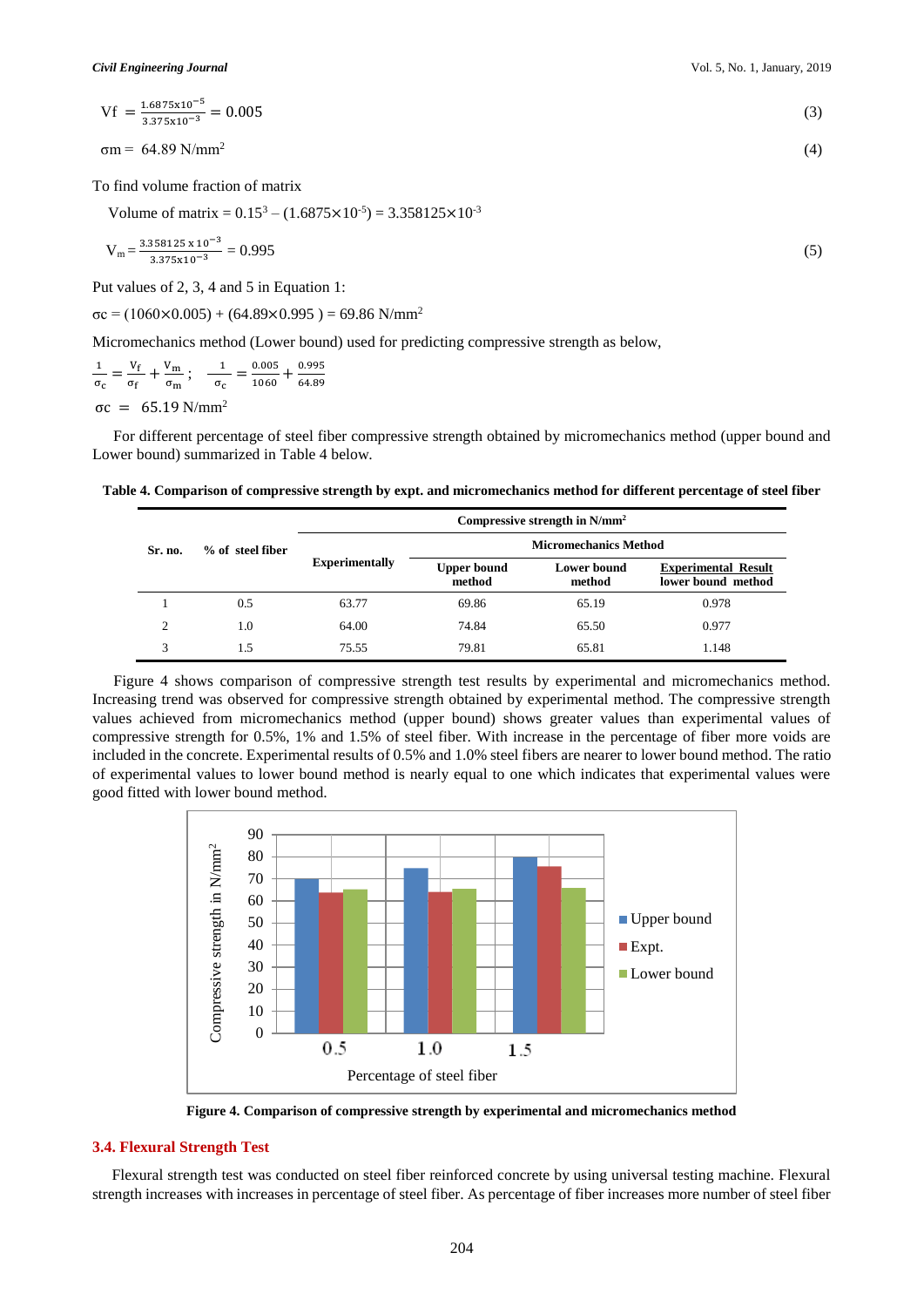$$V_f = \frac{1.6875 \times 10^{-5}}{3.375 \times 10^{-3}} = 0.005 \quad (3)$$

$$\sigma_m = 64.89 \text{ N/mm}^2 \quad (4)$$

To find volume fraction of matrix

Volume of matrix = $0.15^3 - (1.6875 \times 10^{-5}) = 3.358125 \times 10^{-3}$

$$V_m = \frac{3.358125 \times 10^{-3}}{3.375 \times 10^{-3}} = 0.995 \quad (5)$$

Put values of 2, 3, 4 and 5 in Equation 1:

$\sigma c = (1060 \times 0.005) + (64.89 \times 0.995) = 69.86 \text{ N/mm}^2$

Micromechanics method (Lower bound) used for predicting compressive strength as below,

$$\frac{1}{\sigma_c} = \frac{V_f}{\sigma_f} + \frac{V_m}{\sigma_m}; \quad \frac{1}{\sigma_c} = \frac{0.005}{1060} + \frac{0.995}{64.89}$$

$\sigma c = 65.19 \text{ N/mm}^2$

For different percentage of steel fiber compressive strength obtained by micromechanics method (upper bound and Lower bound) summarized in Table 4 below.

**Table 4. Comparison of compressive strength by expt. and micromechanics method for different percentage of steel fiber**

| Sr. no. | % of steel fiber | Compressive strength in N/mm² | | | |
|---|---|---|---|---|---|
| | | Experimentally | Micromechanics Method | | |
| | | | Upper bound method | Lower bound method | Experimental Result / lower bound method |
| 1 | 0.5 | 63.77 | 69.86 | 65.19 | 0.978 |
| 2 | 1.0 | 64.00 | 74.84 | 65.50 | 0.977 |
| 3 | 1.5 | 75.55 | 79.81 | 65.81 | 1.148 |

Figure 4 shows comparison of compressive strength test results by experimental and micromechanics method. Increasing trend was observed for compressive strength obtained by experimental method. The compressive strength values achieved from micromechanics method (upper bound) shows greater values than experimental values of compressive strength for 0.5%, 1% and 1.5% of steel fiber. With increase in the percentage of fiber more voids are included in the concrete. Experimental results of 0.5% and 1.0% steel fibers are nearer to lower bound method. The ratio of experimental values to lower bound method is nearly equal to one which indicates that experimental values were good fitted with lower bound method.

**Figure 4. Comparison of compressive strength by experimental and micromechanics method**

### 3.4. Flexural Strength Test

Flexural strength test was conducted on steel fiber reinforced concrete by using universal testing machine. Flexural strength increases with increases in percentage of steel fiber. As percentage of fiber increases more number of steel fiber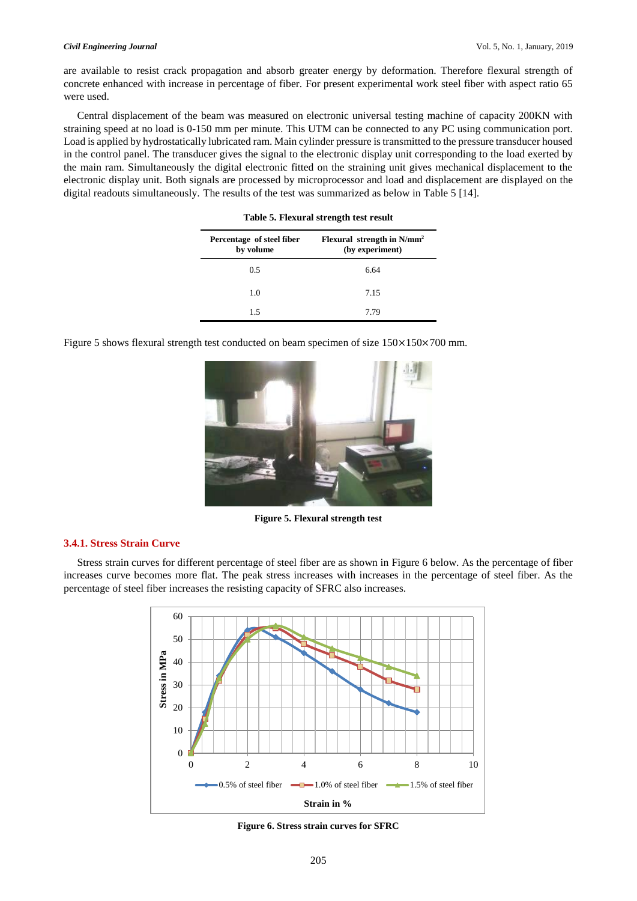are available to resist crack propagation and absorb greater energy by deformation. Therefore flexural strength of concrete enhanced with increase in percentage of fiber. For present experimental work steel fiber with aspect ratio 65 were used.

Central displacement of the beam was measured on electronic universal testing machine of capacity 200KN with straining speed at no load is 0-150 mm per minute. This UTM can be connected to any PC using communication port. Load is applied by hydrostatically lubricated ram. Main cylinder pressure is transmitted to the pressure transducer housed in the control panel. The transducer gives the signal to the electronic display unit corresponding to the load exerted by the main ram. Simultaneously the digital electronic fitted on the straining unit gives mechanical displacement to the electronic display unit. Both signals are processed by microprocessor and load and displacement are displayed on the digital readouts simultaneously. The results of the test was summarized as below in Table 5 [14].

**Table 5. Flexural strength test result**

| Percentage of steel fiber by volume | Flexural strength in N/mm$^2$ (by experiment) |
|---|---|
| 0.5 | 6.64 |
| 1.0 | 7.15 |
| 1.5 | 7.79 |

Figure 5 shows flexural strength test conducted on beam specimen of size 150×150×700 mm.

**Figure 5. Flexural strength test**

### 3.4.1. Stress Strain Curve

Stress strain curves for different percentage of steel fiber are as shown in Figure 6 below. As the percentage of fiber increases curve becomes more flat. The peak stress increases with increases in the percentage of steel fiber. As the percentage of steel fiber increases the resisting capacity of SFRC also increases.

**Figure 6. Stress strain curves for SFRC**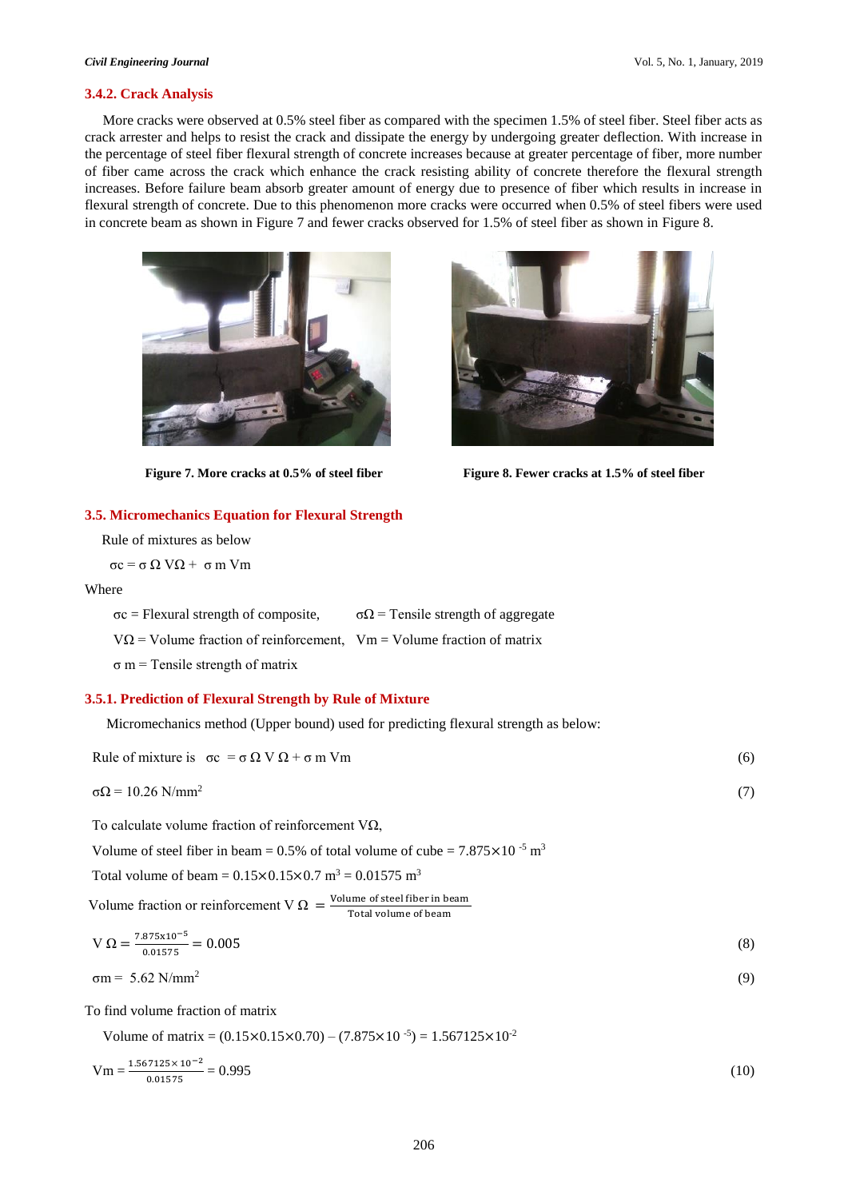### 3.4.2. Crack Analysis

More cracks were observed at 0.5% steel fiber as compared with the specimen 1.5% of steel fiber. Steel fiber acts as crack arrester and helps to resist the crack and dissipate the energy by undergoing greater deflection. With increase in the percentage of steel fiber flexural strength of concrete increases because at greater percentage of fiber, more number of fiber came across the crack which enhance the crack resisting ability of concrete therefore the flexural strength increases. Before failure beam absorb greater amount of energy due to presence of fiber which results in increase in flexural strength of concrete. Due to this phenomenon more cracks were occurred when 0.5% of steel fibers were used in concrete beam as shown in Figure 7 and fewer cracks observed for 1.5% of steel fiber as shown in Figure 8.

**Figure 7. More cracks at 0.5% of steel fiber**

**Figure 8. Fewer cracks at 1.5% of steel fiber**

## 3.5. Micromechanics Equation for Flexural Strength

Rule of mixtures as below

$\sigma c = \sigma \Omega \, V\Omega + \sigma m \, Vm$

Where

$\sigma c$ = Flexural strength of composite, $\sigma\Omega$ = Tensile strength of aggregate

$V\Omega$ = Volume fraction of reinforcement, $Vm$ = Volume fraction of matrix

$\sigma m$ = Tensile strength of matrix

### 3.5.1. Prediction of Flexural Strength by Rule of Mixture

Micromechanics method (Upper bound) used for predicting flexural strength as below:

Rule of mixture is $\sigma c = \sigma \Omega \, V \Omega + \sigma m \, Vm$ (6)

$\sigma\Omega = 10.26 \text{ N/mm}^2$ (7)

To calculate volume fraction of reinforcement $V\Omega$,

Volume of steel fiber in beam = 0.5% of total volume of cube = $7.875\times10^{-5}$ m$^3$

Total volume of beam = $0.15\times0.15\times0.7$ m$^3$ = 0.01575 m$^3$

$$\text{Volume fraction or reinforcement } V\Omega = \frac{\text{Volume of steel fiber in beam}}{\text{Total volume of beam}}$$

$$V\Omega = \frac{7.875\text{x}10^{-5}}{0.01575} = 0.005 \quad (8)$$

$\sigma m = 5.62 \text{ N/mm}^2$ (9)

To find volume fraction of matrix

Volume of matrix = $(0.15\times0.15\times0.70) - (7.875\times10^{-5}) = 1.567125\times10^{-2}$

$$Vm = \frac{1.567125\times10^{-2}}{0.01575} = 0.995 \quad (10)$$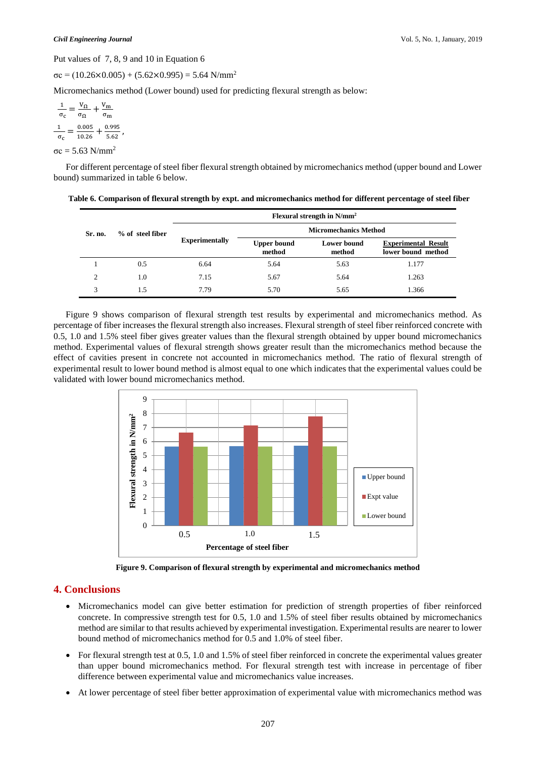Put values of 7, 8, 9 and 10 in Equation 6

$\sigma c = (10.26 \times 0.005) + (5.62 \times 0.995) = 5.64$ N/mm$^2$

Micromechanics method (Lower bound) used for predicting flexural strength as below:

$$\frac{1}{\sigma_c} = \frac{V_\Omega}{\sigma_\Omega} + \frac{V_m}{\sigma_m}$$

$$\frac{1}{\sigma_c} = \frac{0.005}{10.26} + \frac{0.995}{5.62},$$

$\sigma c = 5.63$ N/mm$^2$

For different percentage of steel fiber flexural strength obtained by micromechanics method (upper bound and Lower bound) summarized in table 6 below.

**Table 6. Comparison of flexural strength by expt. and micromechanics method for different percentage of steel fiber**

| Sr. no. | % of steel fiber | Flexural strength in N/mm$^2$ | | | |
|---|---|---|---|---|---|
| | | Experimentally | Micromechanics Method | | |
| | | | Upper bound method | Lower bound method | Experimental Result / lower bound method |
| 1 | 0.5 | 6.64 | 5.64 | 5.63 | 1.177 |
| 2 | 1.0 | 7.15 | 5.67 | 5.64 | 1.263 |
| 3 | 1.5 | 7.79 | 5.70 | 5.65 | 1.366 |

Figure 9 shows comparison of flexural strength test results by experimental and micromechanics method. As percentage of fiber increases the flexural strength also increases. Flexural strength of steel fiber reinforced concrete with 0.5, 1.0 and 1.5% steel fiber gives greater values than the flexural strength obtained by upper bound micromechanics method. Experimental values of flexural strength shows greater result than the micromechanics method because the effect of cavities present in concrete not accounted in micromechanics method. The ratio of flexural strength of experimental result to lower bound method is almost equal to one which indicates that the experimental values could be validated with lower bound micromechanics method.

**Figure 9. Comparison of flexural strength by experimental and micromechanics method**

## 4. Conclusions

- Micromechanics model can give better estimation for prediction of strength properties of fiber reinforced concrete. In compressive strength test for 0.5, 1.0 and 1.5% of steel fiber results obtained by micromechanics method are similar to that results achieved by experimental investigation. Experimental results are nearer to lower bound method of micromechanics method for 0.5 and 1.0% of steel fiber.
- For flexural strength test at 0.5, 1.0 and 1.5% of steel fiber reinforced in concrete the experimental values greater than upper bound micromechanics method. For flexural strength test with increase in percentage of fiber difference between experimental value and micromechanics value increases.
- At lower percentage of steel fiber better approximation of experimental value with micromechanics method was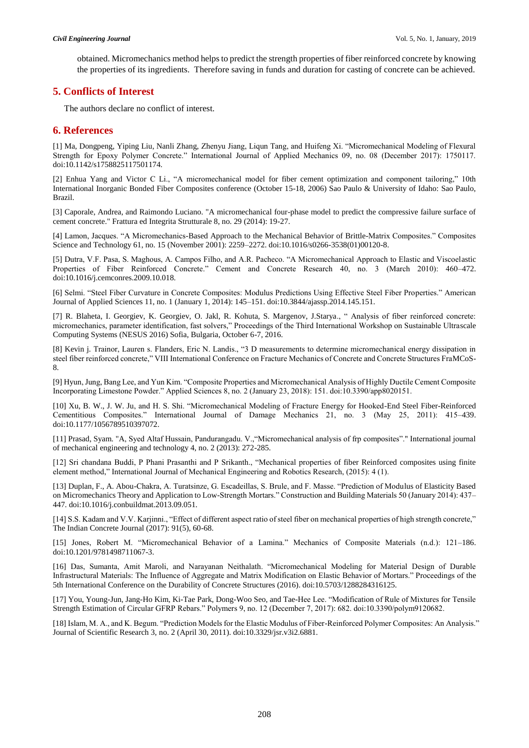obtained. Micromechanics method helps to predict the strength properties of fiber reinforced concrete by knowing the properties of its ingredients. Therefore saving in funds and duration for casting of concrete can be achieved.

## 5. Conflicts of Interest

The authors declare no conflict of interest.

## 6. References

[1] Ma, Dongpeng, Yiping Liu, Nanli Zhang, Zhenyu Jiang, Liqun Tang, and Huifeng Xi. "Micromechanical Modeling of Flexural Strength for Epoxy Polymer Concrete." International Journal of Applied Mechanics 09, no. 08 (December 2017): 1750117. doi:10.1142/s1758825117501174.

[2] Enhua Yang and Victor C Li., "A micromechanical model for fiber cement optimization and component tailoring," 10th International Inorganic Bonded Fiber Composites conference (October 15-18, 2006) Sao Paulo & University of Idaho: Sao Paulo, Brazil.

[3] Caporale, Andrea, and Raimondo Luciano. "A micromechanical four-phase model to predict the compressive failure surface of cement concrete." Frattura ed Integrita Strutturale 8, no. 29 (2014): 19-27.

[4] Lamon, Jacques. "A Micromechanics-Based Approach to the Mechanical Behavior of Brittle-Matrix Composites." Composites Science and Technology 61, no. 15 (November 2001): 2259–2272. doi:10.1016/s0266-3538(01)00120-8.

[5] Dutra, V.F. Pasa, S. Maghous, A. Campos Filho, and A.R. Pacheco. "A Micromechanical Approach to Elastic and Viscoelastic Properties of Fiber Reinforced Concrete." Cement and Concrete Research 40, no. 3 (March 2010): 460–472. doi:10.1016/j.cemconres.2009.10.018.

[6] Selmi. "Steel Fiber Curvature in Concrete Composites: Modulus Predictions Using Effective Steel Fiber Properties." American Journal of Applied Sciences 11, no. 1 (January 1, 2014): 145–151. doi:10.3844/ajassp.2014.145.151.

[7] R. Blaheta, I. Georgiev, K. Georgiev, O. Jakl, R. Kohuta, S. Margenov, J.Starya., " Analysis of fiber reinforced concrete: micromechanics, parameter identification, fast solvers," Proceedings of the Third International Workshop on Sustainable Ultrascale Computing Systems (NESUS 2016) Sofia, Bulgaria, October 6-7, 2016.

[8] Kevin j. Trainor, Lauren s. Flanders, Eric N. Landis., "3 D measurements to determine micromechanical energy dissipation in steel fiber reinforced concrete," VIII International Conference on Fracture Mechanics of Concrete and Concrete Structures FraMCoS-8.

[9] Hyun, Jung, Bang Lee, and Yun Kim. "Composite Properties and Micromechanical Analysis of Highly Ductile Cement Composite Incorporating Limestone Powder." Applied Sciences 8, no. 2 (January 23, 2018): 151. doi:10.3390/app8020151.

[10] Xu, B. W., J. W. Ju, and H. S. Shi. "Micromechanical Modeling of Fracture Energy for Hooked-End Steel Fiber-Reinforced Cementitious Composites." International Journal of Damage Mechanics 21, no. 3 (May 25, 2011): 415–439. doi:10.1177/1056789510397072.

[11] Prasad, Syam. "A, Syed Altaf Hussain, Pandurangadu. V.,"Micromechanical analysis of frp composites"." International journal of mechanical engineering and technology 4, no. 2 (2013): 272-285.

[12] Sri chandana Buddi, P Phani Prasanthi and P Srikanth., "Mechanical properties of fiber Reinforced composites using finite element method," International Journal of Mechanical Engineering and Robotics Research, (2015): 4 (1).

[13] Duplan, F., A. Abou-Chakra, A. Turatsinze, G. Escadeillas, S. Brule, and F. Masse. "Prediction of Modulus of Elasticity Based on Micromechanics Theory and Application to Low-Strength Mortars." Construction and Building Materials 50 (January 2014): 437–447. doi:10.1016/j.conbuildmat.2013.09.051.

[14] S.S. Kadam and V.V. Karjinni., "Effect of different aspect ratio of steel fiber on mechanical properties of high strength concrete," The Indian Concrete Journal (2017): 91(5), 60-68.

[15] Jones, Robert M. "Micromechanical Behavior of a Lamina." Mechanics of Composite Materials (n.d.): 121–186. doi:10.1201/9781498711067-3.

[16] Das, Sumanta, Amit Maroli, and Narayanan Neithalath. "Micromechanical Modeling for Material Design of Durable Infrastructural Materials: The Influence of Aggregate and Matrix Modification on Elastic Behavior of Mortars." Proceedings of the 5th International Conference on the Durability of Concrete Structures (2016). doi:10.5703/1288284316125.

[17] You, Young-Jun, Jang-Ho Kim, Ki-Tae Park, Dong-Woo Seo, and Tae-Hee Lee. "Modification of Rule of Mixtures for Tensile Strength Estimation of Circular GFRP Rebars." Polymers 9, no. 12 (December 7, 2017): 682. doi:10.3390/polym9120682.

[18] Islam, M. A., and K. Begum. "Prediction Models for the Elastic Modulus of Fiber-Reinforced Polymer Composites: An Analysis." Journal of Scientific Research 3, no. 2 (April 30, 2011). doi:10.3329/jsr.v3i2.6881.